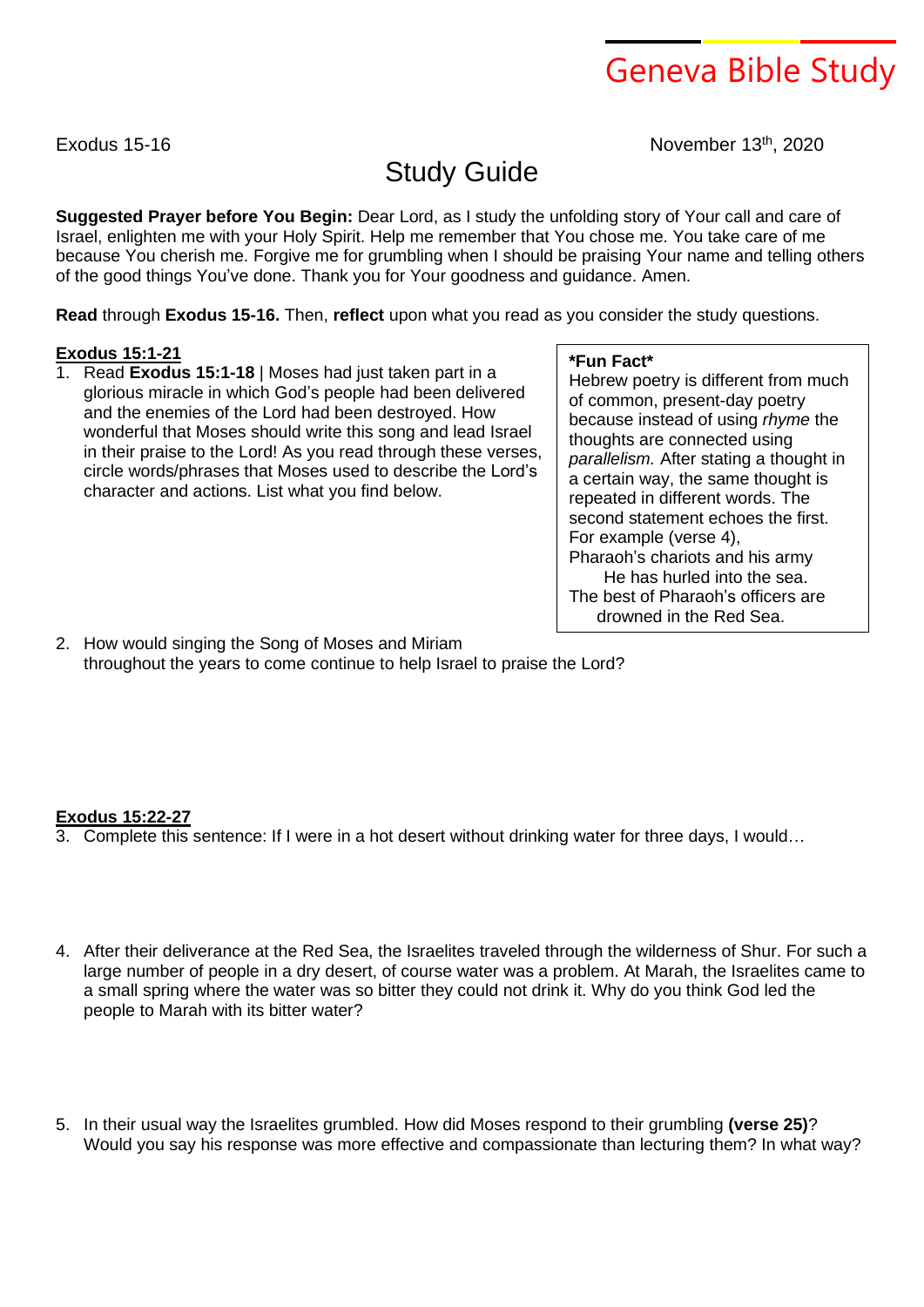# Geneva Bible Study

Exodus 15-16 November 13th, 2020

## Study Guide

**Suggested Prayer before You Begin:** Dear Lord, as I study the unfolding story of Your call and care of Israel, enlighten me with your Holy Spirit. Help me remember that You chose me. You take care of me because You cherish me. Forgive me for grumbling when I should be praising Your name and telling others of the good things You've done. Thank you for Your goodness and guidance. Amen.

**Read** through **Exodus 15-16.** Then, **reflect** upon what you read as you consider the study questions.

**<u>Exodus 15:1-21</u>**

1. Read **Exodus 15:1-18** | Moses had just taken part in a glorious miracle in which God's people had been delivered and the enemies of the Lord had been destroyed. How wonderful that Moses should write this song and lead Israel in their praise to the Lord! As you read through these verses, circle words/phrases that Moses used to describe the Lord's character and actions. List what you find below.

> **\*Fun Fact\***
> Hebrew poetry is different from much of common, present-day poetry because instead of using *rhyme* the thoughts are connected using *parallelism.* After stating a thought in a certain way, the same thought is repeated in different words. The second statement echoes the first. For example (verse 4),
> Pharaoh's chariots and his army
> He has hurled into the sea.
> The best of Pharaoh's officers are
> drowned in the Red Sea.

2. How would singing the Song of Moses and Miriam throughout the years to come continue to help Israel to praise the Lord?

**<u>Exodus 15:22-27</u>**

3. Complete this sentence: If I were in a hot desert without drinking water for three days, I would…

4. After their deliverance at the Red Sea, the Israelites traveled through the wilderness of Shur. For such a large number of people in a dry desert, of course water was a problem. At Marah, the Israelites came to a small spring where the water was so bitter they could not drink it. Why do you think God led the people to Marah with its bitter water?

5. In their usual way the Israelites grumbled. How did Moses respond to their grumbling **(verse 25)**? Would you say his response was more effective and compassionate than lecturing them? In what way?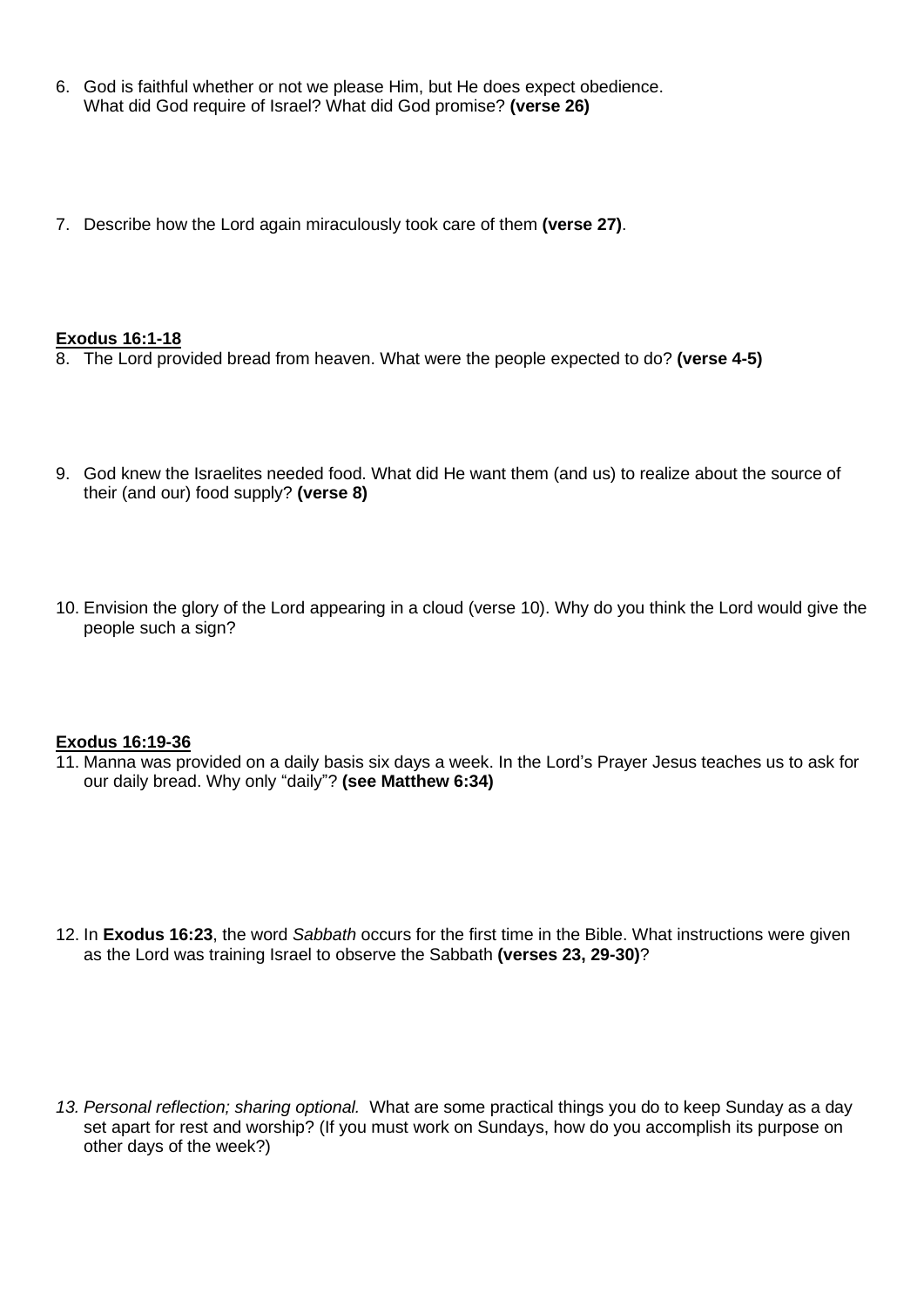6. God is faithful whether or not we please Him, but He does expect obedience.
   What did God require of Israel? What did God promise? **(verse 26)**

7. Describe how the Lord again miraculously took care of them **(verse 27)**.

**<u>Exodus 16:1-18</u>**

8. The Lord provided bread from heaven. What were the people expected to do? **(verse 4-5)**

9. God knew the Israelites needed food. What did He want them (and us) to realize about the source of their (and our) food supply? **(verse 8)**

10. Envision the glory of the Lord appearing in a cloud (verse 10). Why do you think the Lord would give the people such a sign?

**<u>Exodus 16:19-36</u>**

11. Manna was provided on a daily basis six days a week. In the Lord's Prayer Jesus teaches us to ask for our daily bread. Why only "daily"? **(see Matthew 6:34)**

12. In **Exodus 16:23**, the word *Sabbath* occurs for the first time in the Bible. What instructions were given as the Lord was training Israel to observe the Sabbath **(verses 23, 29-30)**?

13. *Personal reflection; sharing optional.* What are some practical things you do to keep Sunday as a day set apart for rest and worship? (If you must work on Sundays, how do you accomplish its purpose on other days of the week?)